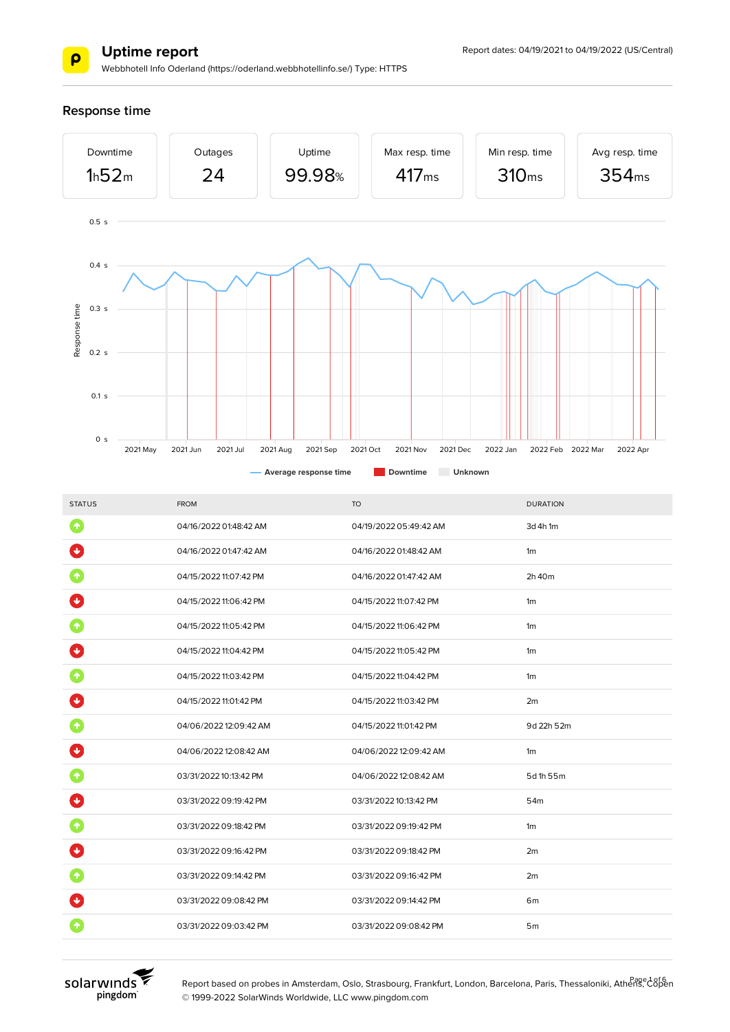# Uptime report

Webbhotell Info Oderland (https://oderland.webbhotellinfo.se/) Type: HTTPS

Report dates: 04/19/2021 to 04/19/2022 (US/Central)

## Response time

| Downtime | Outages | Uptime | Max resp. time | Min resp. time | Avg resp. time |
|---|---|---|---|---|---|
| 1h52m | 24 | 99.98% | 417ms | 310ms | 354ms |

| STATUS | FROM | TO | DURATION |
|---|---|---|---|
| Up | 04/16/2022 01:48:42 AM | 04/19/2022 05:49:42 AM | 3d 4h 1m |
| Down | 04/16/2022 01:47:42 AM | 04/16/2022 01:48:42 AM | 1m |
| Up | 04/15/2022 11:07:42 PM | 04/16/2022 01:47:42 AM | 2h 40m |
| Down | 04/15/2022 11:06:42 PM | 04/15/2022 11:07:42 PM | 1m |
| Up | 04/15/2022 11:05:42 PM | 04/15/2022 11:06:42 PM | 1m |
| Down | 04/15/2022 11:04:42 PM | 04/15/2022 11:05:42 PM | 1m |
| Up | 04/15/2022 11:03:42 PM | 04/15/2022 11:04:42 PM | 1m |
| Down | 04/15/2022 11:01:42 PM | 04/15/2022 11:03:42 PM | 2m |
| Up | 04/06/2022 12:09:42 AM | 04/15/2022 11:01:42 PM | 9d 22h 52m |
| Down | 04/06/2022 12:08:42 AM | 04/06/2022 12:09:42 AM | 1m |
| Up | 03/31/2022 10:13:42 PM | 04/06/2022 12:08:42 AM | 5d 1h 55m |
| Down | 03/31/2022 09:19:42 PM | 03/31/2022 10:13:42 PM | 54m |
| Up | 03/31/2022 09:18:42 PM | 03/31/2022 09:19:42 PM | 1m |
| Down | 03/31/2022 09:16:42 PM | 03/31/2022 09:18:42 PM | 2m |
| Up | 03/31/2022 09:14:42 PM | 03/31/2022 09:16:42 PM | 2m |
| Down | 03/31/2022 09:08:42 PM | 03/31/2022 09:14:42 PM | 6m |
| Up | 03/31/2022 09:03:42 PM | 03/31/2022 09:08:42 PM | 5m |

Report based on probes in Amsterdam, Oslo, Strasbourg, Frankfurt, London, Barcelona, Paris, Thessaloniki, Athens, Copen

© 1999-2022 SolarWinds Worldwide, LLC www.pingdom.com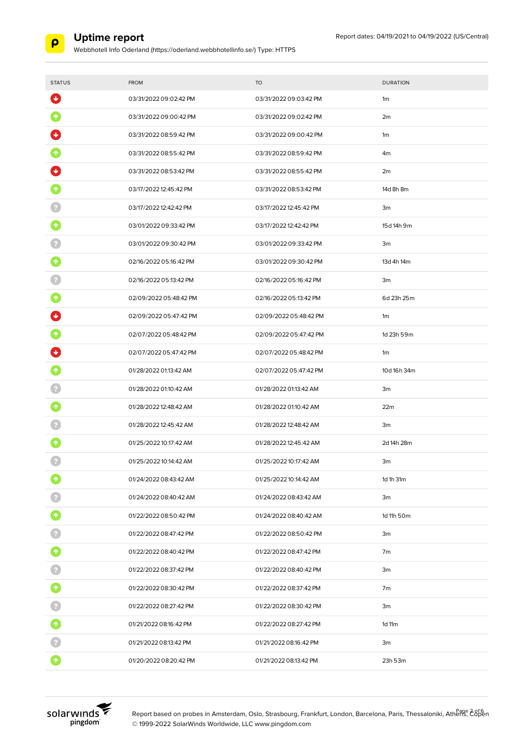# Uptime report

Webbhotell Info Oderland (https://oderland.webbhotellinfo.se/) Type: HTTPS

Report dates: 04/19/2021 to 04/19/2022 (US/Central)

| STATUS | FROM | TO | DURATION |
|---|---|---|---|
| down | 03/31/2022 09:02:42 PM | 03/31/2022 09:03:42 PM | 1m |
| up | 03/31/2022 09:00:42 PM | 03/31/2022 09:02:42 PM | 2m |
| down | 03/31/2022 08:59:42 PM | 03/31/2022 09:00:42 PM | 1m |
| up | 03/31/2022 08:55:42 PM | 03/31/2022 08:59:42 PM | 4m |
| down | 03/31/2022 08:53:42 PM | 03/31/2022 08:55:42 PM | 2m |
| up | 03/17/2022 12:45:42 PM | 03/31/2022 08:53:42 PM | 14d 8h 8m |
| ? | 03/17/2022 12:42:42 PM | 03/17/2022 12:45:42 PM | 3m |
| up | 03/01/2022 09:33:42 PM | 03/17/2022 12:42:42 PM | 15d 14h 9m |
| ? | 03/01/2022 09:30:42 PM | 03/01/2022 09:33:42 PM | 3m |
| up | 02/16/2022 05:16:42 PM | 03/01/2022 09:30:42 PM | 13d 4h 14m |
| ? | 02/16/2022 05:13:42 PM | 02/16/2022 05:16:42 PM | 3m |
| up | 02/09/2022 05:48:42 PM | 02/16/2022 05:13:42 PM | 6d 23h 25m |
| down | 02/09/2022 05:47:42 PM | 02/09/2022 05:48:42 PM | 1m |
| up | 02/07/2022 05:48:42 PM | 02/09/2022 05:47:42 PM | 1d 23h 59m |
| down | 02/07/2022 05:47:42 PM | 02/07/2022 05:48:42 PM | 1m |
| up | 01/28/2022 01:13:42 AM | 02/07/2022 05:47:42 PM | 10d 16h 34m |
| ? | 01/28/2022 01:10:42 AM | 01/28/2022 01:13:42 AM | 3m |
| up | 01/28/2022 12:48:42 AM | 01/28/2022 01:10:42 AM | 22m |
| ? | 01/28/2022 12:45:42 AM | 01/28/2022 12:48:42 AM | 3m |
| up | 01/25/2022 10:17:42 AM | 01/28/2022 12:45:42 AM | 2d 14h 28m |
| ? | 01/25/2022 10:14:42 AM | 01/25/2022 10:17:42 AM | 3m |
| up | 01/24/2022 08:43:42 AM | 01/25/2022 10:14:42 AM | 1d 1h 31m |
| ? | 01/24/2022 08:40:42 AM | 01/24/2022 08:43:42 AM | 3m |
| up | 01/22/2022 08:50:42 PM | 01/24/2022 08:40:42 AM | 1d 11h 50m |
| ? | 01/22/2022 08:47:42 PM | 01/22/2022 08:50:42 PM | 3m |
| up | 01/22/2022 08:40:42 PM | 01/22/2022 08:47:42 PM | 7m |
| ? | 01/22/2022 08:37:42 PM | 01/22/2022 08:40:42 PM | 3m |
| up | 01/22/2022 08:30:42 PM | 01/22/2022 08:37:42 PM | 7m |
| ? | 01/22/2022 08:27:42 PM | 01/22/2022 08:30:42 PM | 3m |
| up | 01/21/2022 08:16:42 PM | 01/22/2022 08:27:42 PM | 1d 11m |
| ? | 01/21/2022 08:13:42 PM | 01/21/2022 08:16:42 PM | 3m |
| up | 01/20/2022 08:20:42 PM | 01/21/2022 08:13:42 PM | 23h 53m |

Report based on probes in Amsterdam, Oslo, Strasbourg, Frankfurt, London, Barcelona, Paris, Thessaloniki, Athens, Copen

© 1999-2022 SolarWinds Worldwide, LLC www.pingdom.com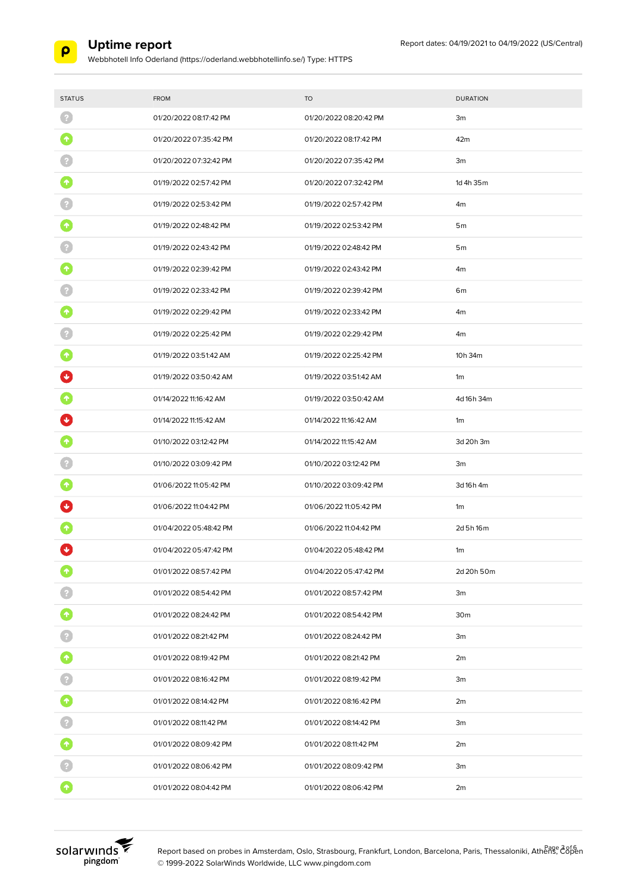# Uptime report

Webbhotell Info Oderland (https://oderland.webbhotellinfo.se/) Type: HTTPS

Report dates: 04/19/2021 to 04/19/2022 (US/Central)

| STATUS | FROM | TO | DURATION |
|---|---|---|---|
| ? | 01/20/2022 08:17:42 PM | 01/20/2022 08:20:42 PM | 3m |
| up | 01/20/2022 07:35:42 PM | 01/20/2022 08:17:42 PM | 42m |
| ? | 01/20/2022 07:32:42 PM | 01/20/2022 07:35:42 PM | 3m |
| up | 01/19/2022 02:57:42 PM | 01/20/2022 07:32:42 PM | 1d 4h 35m |
| ? | 01/19/2022 02:53:42 PM | 01/19/2022 02:57:42 PM | 4m |
| up | 01/19/2022 02:48:42 PM | 01/19/2022 02:53:42 PM | 5m |
| ? | 01/19/2022 02:43:42 PM | 01/19/2022 02:48:42 PM | 5m |
| up | 01/19/2022 02:39:42 PM | 01/19/2022 02:43:42 PM | 4m |
| ? | 01/19/2022 02:33:42 PM | 01/19/2022 02:39:42 PM | 6m |
| up | 01/19/2022 02:29:42 PM | 01/19/2022 02:33:42 PM | 4m |
| ? | 01/19/2022 02:25:42 PM | 01/19/2022 02:29:42 PM | 4m |
| up | 01/19/2022 03:51:42 AM | 01/19/2022 02:25:42 PM | 10h 34m |
| down | 01/19/2022 03:50:42 AM | 01/19/2022 03:51:42 AM | 1m |
| up | 01/14/2022 11:16:42 AM | 01/19/2022 03:50:42 AM | 4d 16h 34m |
| down | 01/14/2022 11:15:42 AM | 01/14/2022 11:16:42 AM | 1m |
| up | 01/10/2022 03:12:42 PM | 01/14/2022 11:15:42 AM | 3d 20h 3m |
| ? | 01/10/2022 03:09:42 PM | 01/10/2022 03:12:42 PM | 3m |
| up | 01/06/2022 11:05:42 PM | 01/10/2022 03:09:42 PM | 3d 16h 4m |
| down | 01/06/2022 11:04:42 PM | 01/06/2022 11:05:42 PM | 1m |
| up | 01/04/2022 05:48:42 PM | 01/06/2022 11:04:42 PM | 2d 5h 16m |
| down | 01/04/2022 05:47:42 PM | 01/04/2022 05:48:42 PM | 1m |
| up | 01/01/2022 08:57:42 PM | 01/04/2022 05:47:42 PM | 2d 20h 50m |
| ? | 01/01/2022 08:54:42 PM | 01/01/2022 08:57:42 PM | 3m |
| up | 01/01/2022 08:24:42 PM | 01/01/2022 08:54:42 PM | 30m |
| ? | 01/01/2022 08:21:42 PM | 01/01/2022 08:24:42 PM | 3m |
| up | 01/01/2022 08:19:42 PM | 01/01/2022 08:21:42 PM | 2m |
| ? | 01/01/2022 08:16:42 PM | 01/01/2022 08:19:42 PM | 3m |
| up | 01/01/2022 08:14:42 PM | 01/01/2022 08:16:42 PM | 2m |
| ? | 01/01/2022 08:11:42 PM | 01/01/2022 08:14:42 PM | 3m |
| up | 01/01/2022 08:09:42 PM | 01/01/2022 08:11:42 PM | 2m |
| ? | 01/01/2022 08:06:42 PM | 01/01/2022 08:09:42 PM | 3m |
| up | 01/01/2022 08:04:42 PM | 01/01/2022 08:06:42 PM | 2m |

Report based on probes in Amsterdam, Oslo, Strasbourg, Frankfurt, London, Barcelona, Paris, Thessaloniki, Athens, Copen
© 1999-2022 SolarWinds Worldwide, LLC www.pingdom.com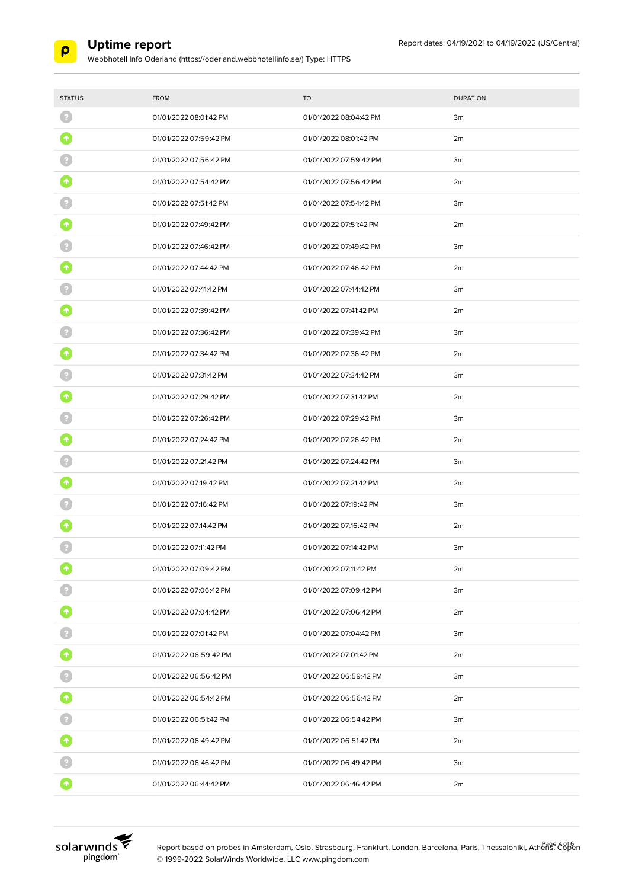# Uptime report

Webbhotell Info Oderland (https://oderland.webbhotellinfo.se/) Type: HTTPS

Report dates: 04/19/2021 to 04/19/2022 (US/Central)

| STATUS | FROM | TO | DURATION |
|---|---|---|---|
| ? | 01/01/2022 08:01:42 PM | 01/01/2022 08:04:42 PM | 3m |
| up | 01/01/2022 07:59:42 PM | 01/01/2022 08:01:42 PM | 2m |
| ? | 01/01/2022 07:56:42 PM | 01/01/2022 07:59:42 PM | 3m |
| up | 01/01/2022 07:54:42 PM | 01/01/2022 07:56:42 PM | 2m |
| ? | 01/01/2022 07:51:42 PM | 01/01/2022 07:54:42 PM | 3m |
| up | 01/01/2022 07:49:42 PM | 01/01/2022 07:51:42 PM | 2m |
| ? | 01/01/2022 07:46:42 PM | 01/01/2022 07:49:42 PM | 3m |
| up | 01/01/2022 07:44:42 PM | 01/01/2022 07:46:42 PM | 2m |
| ? | 01/01/2022 07:41:42 PM | 01/01/2022 07:44:42 PM | 3m |
| up | 01/01/2022 07:39:42 PM | 01/01/2022 07:41:42 PM | 2m |
| ? | 01/01/2022 07:36:42 PM | 01/01/2022 07:39:42 PM | 3m |
| up | 01/01/2022 07:34:42 PM | 01/01/2022 07:36:42 PM | 2m |
| ? | 01/01/2022 07:31:42 PM | 01/01/2022 07:34:42 PM | 3m |
| up | 01/01/2022 07:29:42 PM | 01/01/2022 07:31:42 PM | 2m |
| ? | 01/01/2022 07:26:42 PM | 01/01/2022 07:29:42 PM | 3m |
| up | 01/01/2022 07:24:42 PM | 01/01/2022 07:26:42 PM | 2m |
| ? | 01/01/2022 07:21:42 PM | 01/01/2022 07:24:42 PM | 3m |
| up | 01/01/2022 07:19:42 PM | 01/01/2022 07:21:42 PM | 2m |
| ? | 01/01/2022 07:16:42 PM | 01/01/2022 07:19:42 PM | 3m |
| up | 01/01/2022 07:14:42 PM | 01/01/2022 07:16:42 PM | 2m |
| ? | 01/01/2022 07:11:42 PM | 01/01/2022 07:14:42 PM | 3m |
| up | 01/01/2022 07:09:42 PM | 01/01/2022 07:11:42 PM | 2m |
| ? | 01/01/2022 07:06:42 PM | 01/01/2022 07:09:42 PM | 3m |
| up | 01/01/2022 07:04:42 PM | 01/01/2022 07:06:42 PM | 2m |
| ? | 01/01/2022 07:01:42 PM | 01/01/2022 07:04:42 PM | 3m |
| up | 01/01/2022 06:59:42 PM | 01/01/2022 07:01:42 PM | 2m |
| ? | 01/01/2022 06:56:42 PM | 01/01/2022 06:59:42 PM | 3m |
| up | 01/01/2022 06:54:42 PM | 01/01/2022 06:56:42 PM | 2m |
| ? | 01/01/2022 06:51:42 PM | 01/01/2022 06:54:42 PM | 3m |
| up | 01/01/2022 06:49:42 PM | 01/01/2022 06:51:42 PM | 2m |
| ? | 01/01/2022 06:46:42 PM | 01/01/2022 06:49:42 PM | 3m |
| up | 01/01/2022 06:44:42 PM | 01/01/2022 06:46:42 PM | 2m |

Report based on probes in Amsterdam, Oslo, Strasbourg, Frankfurt, London, Barcelona, Paris, Thessaloniki, Athens, Copen

© 1999-2022 SolarWinds Worldwide, LLC www.pingdom.com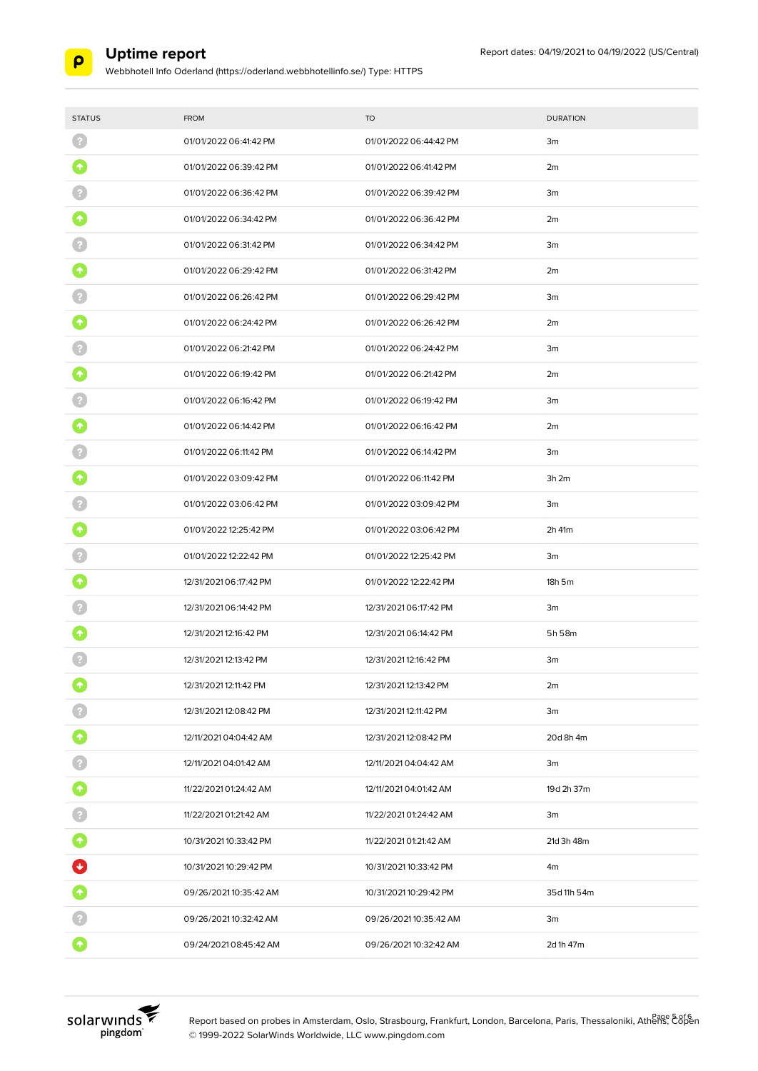# Uptime report

Webbhotell Info Oderland (https://oderland.webbhotellinfo.se/) Type: HTTPS

Report dates: 04/19/2021 to 04/19/2022 (US/Central)

| STATUS | FROM | TO | DURATION |
|---|---|---|---|
| ? | 01/01/2022 06:41:42 PM | 01/01/2022 06:44:42 PM | 3m |
| up | 01/01/2022 06:39:42 PM | 01/01/2022 06:41:42 PM | 2m |
| ? | 01/01/2022 06:36:42 PM | 01/01/2022 06:39:42 PM | 3m |
| up | 01/01/2022 06:34:42 PM | 01/01/2022 06:36:42 PM | 2m |
| ? | 01/01/2022 06:31:42 PM | 01/01/2022 06:34:42 PM | 3m |
| up | 01/01/2022 06:29:42 PM | 01/01/2022 06:31:42 PM | 2m |
| ? | 01/01/2022 06:26:42 PM | 01/01/2022 06:29:42 PM | 3m |
| up | 01/01/2022 06:24:42 PM | 01/01/2022 06:26:42 PM | 2m |
| ? | 01/01/2022 06:21:42 PM | 01/01/2022 06:24:42 PM | 3m |
| up | 01/01/2022 06:19:42 PM | 01/01/2022 06:21:42 PM | 2m |
| ? | 01/01/2022 06:16:42 PM | 01/01/2022 06:19:42 PM | 3m |
| up | 01/01/2022 06:14:42 PM | 01/01/2022 06:16:42 PM | 2m |
| ? | 01/01/2022 06:11:42 PM | 01/01/2022 06:14:42 PM | 3m |
| up | 01/01/2022 03:09:42 PM | 01/01/2022 06:11:42 PM | 3h 2m |
| ? | 01/01/2022 03:06:42 PM | 01/01/2022 03:09:42 PM | 3m |
| up | 01/01/2022 12:25:42 PM | 01/01/2022 03:06:42 PM | 2h 41m |
| ? | 01/01/2022 12:22:42 PM | 01/01/2022 12:25:42 PM | 3m |
| up | 12/31/2021 06:17:42 PM | 01/01/2022 12:22:42 PM | 18h 5m |
| ? | 12/31/2021 06:14:42 PM | 12/31/2021 06:17:42 PM | 3m |
| up | 12/31/2021 12:16:42 PM | 12/31/2021 06:14:42 PM | 5h 58m |
| ? | 12/31/2021 12:13:42 PM | 12/31/2021 12:16:42 PM | 3m |
| up | 12/31/2021 12:11:42 PM | 12/31/2021 12:13:42 PM | 2m |
| ? | 12/31/2021 12:08:42 PM | 12/31/2021 12:11:42 PM | 3m |
| up | 12/11/2021 04:04:42 AM | 12/31/2021 12:08:42 PM | 20d 8h 4m |
| ? | 12/11/2021 04:01:42 AM | 12/11/2021 04:04:42 AM | 3m |
| up | 11/22/2021 01:24:42 AM | 12/11/2021 04:01:42 AM | 19d 2h 37m |
| ? | 11/22/2021 01:21:42 AM | 11/22/2021 01:24:42 AM | 3m |
| up | 10/31/2021 10:33:42 PM | 11/22/2021 01:21:42 AM | 21d 3h 48m |
| down | 10/31/2021 10:29:42 PM | 10/31/2021 10:33:42 PM | 4m |
| up | 09/26/2021 10:35:42 AM | 10/31/2021 10:29:42 PM | 35d 11h 54m |
| ? | 09/26/2021 10:32:42 AM | 09/26/2021 10:35:42 AM | 3m |
| up | 09/24/2021 08:45:42 AM | 09/26/2021 10:32:42 AM | 2d 1h 47m |

solarwinds pingdom

Report based on probes in Amsterdam, Oslo, Strasbourg, Frankfurt, London, Barcelona, Paris, Thessaloniki, Athens, Copen
© 1999-2022 SolarWinds Worldwide, LLC www.pingdom.com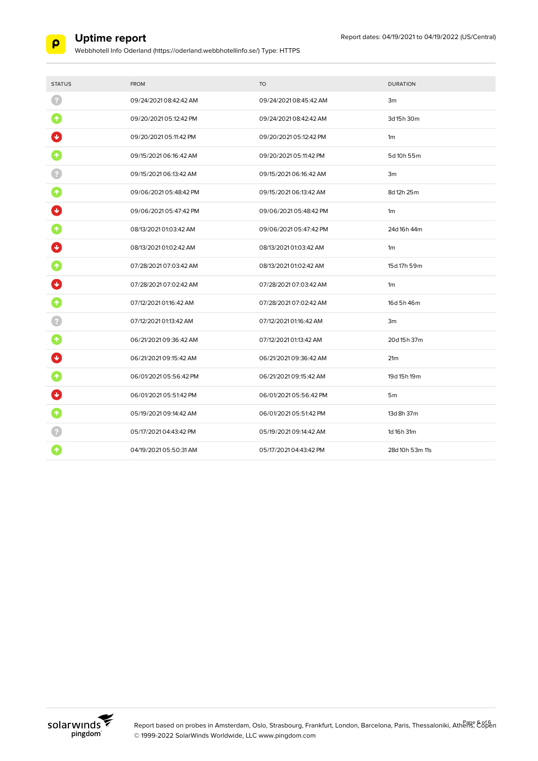# Uptime report

Webbhotell Info Oderland (https://oderland.webbhotellinfo.se/) Type: HTTPS

Report dates: 04/19/2021 to 04/19/2022 (US/Central)

| STATUS | FROM | TO | DURATION |
|---|---|---|---|
| ? | 09/24/2021 08:42:42 AM | 09/24/2021 08:45:42 AM | 3m |
| ↑ | 09/20/2021 05:12:42 PM | 09/24/2021 08:42:42 AM | 3d 15h 30m |
| ↓ | 09/20/2021 05:11:42 PM | 09/20/2021 05:12:42 PM | 1m |
| ↑ | 09/15/2021 06:16:42 AM | 09/20/2021 05:11:42 PM | 5d 10h 55m |
| ? | 09/15/2021 06:13:42 AM | 09/15/2021 06:16:42 AM | 3m |
| ↑ | 09/06/2021 05:48:42 PM | 09/15/2021 06:13:42 AM | 8d 12h 25m |
| ↓ | 09/06/2021 05:47:42 PM | 09/06/2021 05:48:42 PM | 1m |
| ↑ | 08/13/2021 01:03:42 AM | 09/06/2021 05:47:42 PM | 24d 16h 44m |
| ↓ | 08/13/2021 01:02:42 AM | 08/13/2021 01:03:42 AM | 1m |
| ↑ | 07/28/2021 07:03:42 AM | 08/13/2021 01:02:42 AM | 15d 17h 59m |
| ↓ | 07/28/2021 07:02:42 AM | 07/28/2021 07:03:42 AM | 1m |
| ↑ | 07/12/2021 01:16:42 AM | 07/28/2021 07:02:42 AM | 16d 5h 46m |
| ? | 07/12/2021 01:13:42 AM | 07/12/2021 01:16:42 AM | 3m |
| ↑ | 06/21/2021 09:36:42 AM | 07/12/2021 01:13:42 AM | 20d 15h 37m |
| ↓ | 06/21/2021 09:15:42 AM | 06/21/2021 09:36:42 AM | 21m |
| ↑ | 06/01/2021 05:56:42 PM | 06/21/2021 09:15:42 AM | 19d 15h 19m |
| ↓ | 06/01/2021 05:51:42 PM | 06/01/2021 05:56:42 PM | 5m |
| ↑ | 05/19/2021 09:14:42 AM | 06/01/2021 05:51:42 PM | 13d 8h 37m |
| ? | 05/17/2021 04:43:42 PM | 05/19/2021 09:14:42 AM | 1d 16h 31m |
| ↑ | 04/19/2021 05:50:31 AM | 05/17/2021 04:43:42 PM | 28d 10h 53m 11s |

solarwinds pingdom

Report based on probes in Amsterdam, Oslo, Strasbourg, Frankfurt, London, Barcelona, Paris, Thessaloniki, Athens, Copen

© 1999-2022 SolarWinds Worldwide, LLC www.pingdom.com